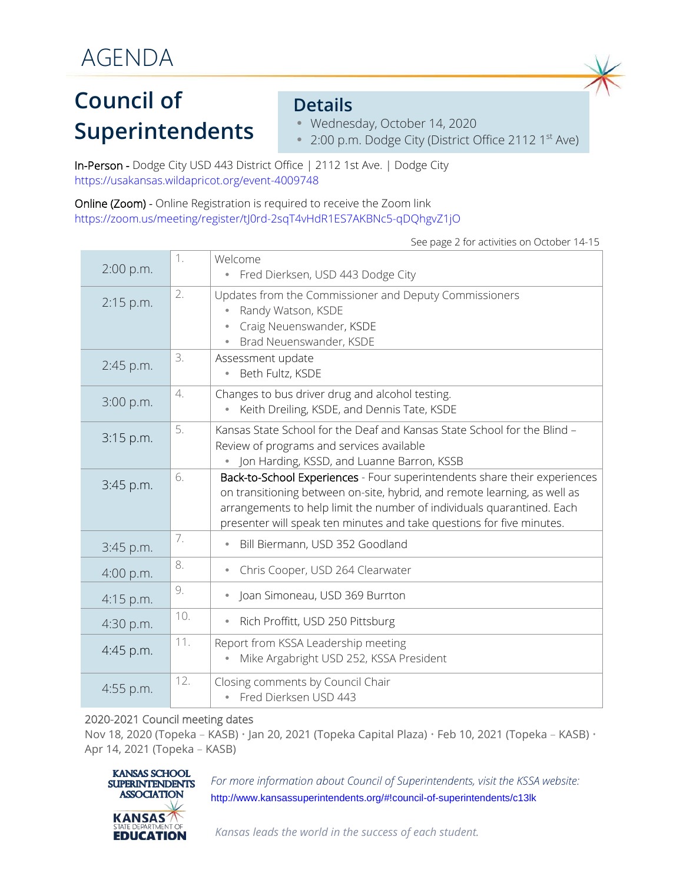// AGENDA

# Council of Superintendents

## Details

- Wednesday, October 14, 2020
- 2:00 p.m. Dodge City (District Office 2112 1st Ave)

In-Person - Dodge City USD 443 District Office | 2112 1st Ave. | Dodge City
https://usakansas.wildapricot.org/event-4009748

Online (Zoom) - Online Registration is required to receive the Zoom link
https://zoom.us/meeting/register/tJ0rd-2sqT4vHdR1ES7AKBNc5-qDQhgvZ1jO

See page 2 for activities on October 14-15

| Time | # | Item |
|---|---|---|
| 2:00 p.m. | 1. | Welcome<br>• Fred Dierksen, USD 443 Dodge City |
| 2:15 p.m. | 2. | Updates from the Commissioner and Deputy Commissioners<br>• Randy Watson, KSDE<br>• Craig Neuenswander, KSDE<br>• Brad Neuenswander, KSDE |
| 2:45 p.m. | 3. | Assessment update<br>• Beth Fultz, KSDE |
| 3:00 p.m. | 4. | Changes to bus driver drug and alcohol testing.<br>• Keith Dreiling, KSDE, and Dennis Tate, KSDE |
| 3:15 p.m. | 5. | Kansas State School for the Deaf and Kansas State School for the Blind – Review of programs and services available<br>• Jon Harding, KSSD, and Luanne Barron, KSSB |
| 3:45 p.m. | 6. | Back-to-School Experiences - Four superintendents share their experiences on transitioning between on-site, hybrid, and remote learning, as well as arrangements to help limit the number of individuals quarantined. Each presenter will speak ten minutes and take questions for five minutes. |
| 3:45 p.m. | 7. | • Bill Biermann, USD 352 Goodland |
| 4:00 p.m. | 8. | • Chris Cooper, USD 264 Clearwater |
| 4:15 p.m. | 9. | • Joan Simoneau, USD 369 Burrton |
| 4:30 p.m. | 10. | • Rich Proffitt, USD 250 Pittsburg |
| 4:45 p.m. | 11. | Report from KSSA Leadership meeting<br>• Mike Argabright USD 252, KSSA President |
| 4:55 p.m. | 12. | Closing comments by Council Chair<br>• Fred Dierksen USD 443 |

2020-2021 Council meeting dates

Nov 18, 2020 (Topeka – KASB) · Jan 20, 2021 (Topeka Capital Plaza) · Feb 10, 2021 (Topeka – KASB) · Apr 14, 2021 (Topeka – KASB)

KANSAS SCHOOL SUPERINTENDENTS ASSOCIATION

KANSAS STATE DEPARTMENT OF EDUCATION

*For more information about Council of Superintendents, visit the KSSA website:*
http://www.kansassuperintendents.org/#!council-of-superintendents/c13lk

*Kansas leads the world in the success of each student.*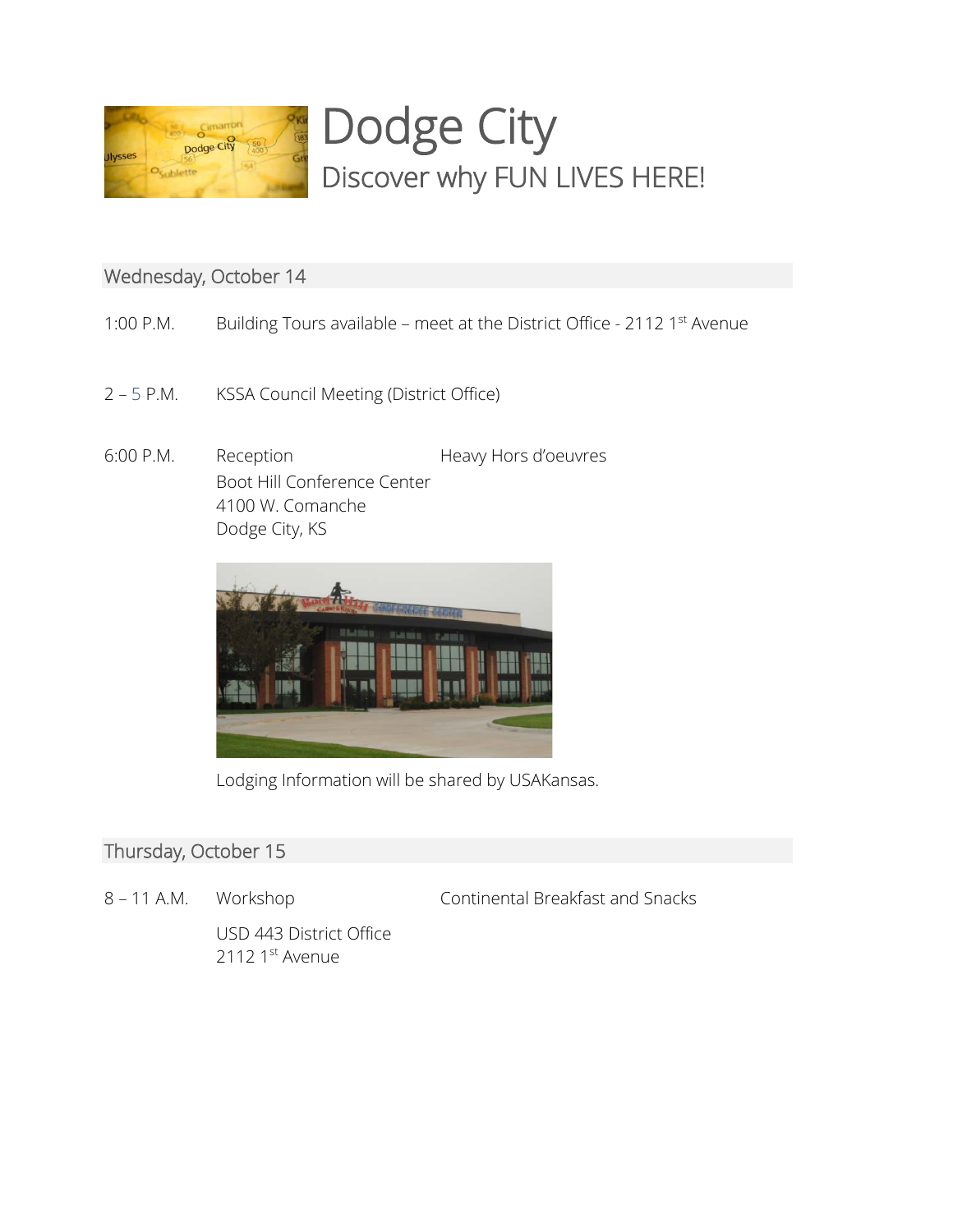# Dodge City

## Discover why FUN LIVES HERE!

### Wednesday, October 14

1:00 P.M. Building Tours available – meet at the District Office - 2112 1st Avenue

2 – 5 P.M. KSSA Council Meeting (District Office)

6:00 P.M. Reception — Heavy Hors d'oeuvres
Boot Hill Conference Center
4100 W. Comanche
Dodge City, KS

Lodging Information will be shared by USAKansas.

### Thursday, October 15

8 – 11 A.M. Workshop — Continental Breakfast and Snacks
USD 443 District Office
2112 1st Avenue